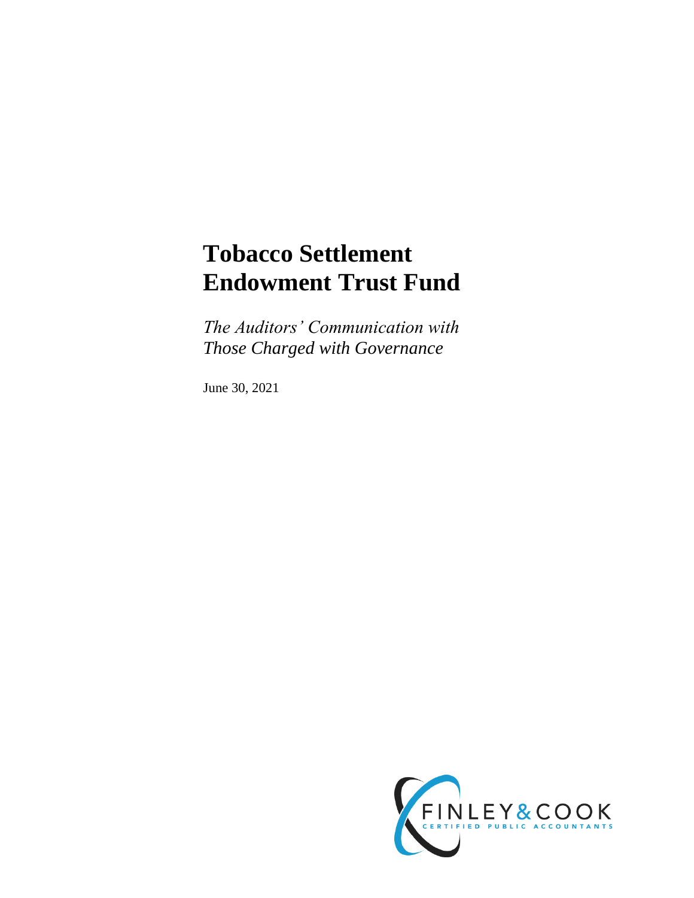# Tobacco Settlement Endowment Trust Fund

*The Auditors' Communication with Those Charged with Governance*

June 30, 2021

FINLEY & COOK
CERTIFIED PUBLIC ACCOUNTANTS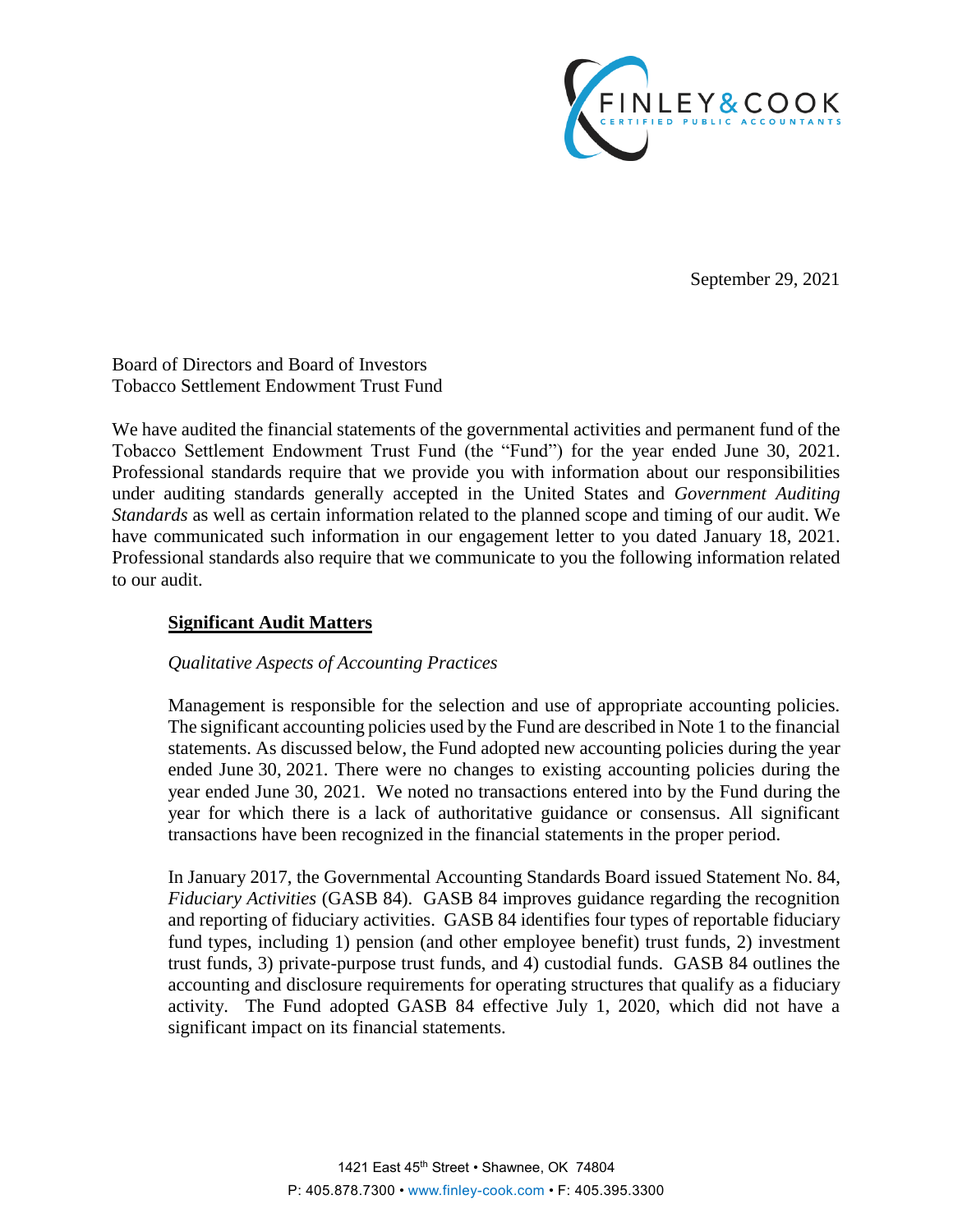September 29, 2021

Board of Directors and Board of Investors
Tobacco Settlement Endowment Trust Fund

We have audited the financial statements of the governmental activities and permanent fund of the Tobacco Settlement Endowment Trust Fund (the "Fund") for the year ended June 30, 2021. Professional standards require that we provide you with information about our responsibilities under auditing standards generally accepted in the United States and *Government Auditing Standards* as well as certain information related to the planned scope and timing of our audit. We have communicated such information in our engagement letter to you dated January 18, 2021. Professional standards also require that we communicate to you the following information related to our audit.

## Significant Audit Matters

*Qualitative Aspects of Accounting Practices*

Management is responsible for the selection and use of appropriate accounting policies. The significant accounting policies used by the Fund are described in Note 1 to the financial statements. As discussed below, the Fund adopted new accounting policies during the year ended June 30, 2021. There were no changes to existing accounting policies during the year ended June 30, 2021. We noted no transactions entered into by the Fund during the year for which there is a lack of authoritative guidance or consensus. All significant transactions have been recognized in the financial statements in the proper period.

In January 2017, the Governmental Accounting Standards Board issued Statement No. 84, *Fiduciary Activities* (GASB 84). GASB 84 improves guidance regarding the recognition and reporting of fiduciary activities. GASB 84 identifies four types of reportable fiduciary fund types, including 1) pension (and other employee benefit) trust funds, 2) investment trust funds, 3) private-purpose trust funds, and 4) custodial funds. GASB 84 outlines the accounting and disclosure requirements for operating structures that qualify as a fiduciary activity. The Fund adopted GASB 84 effective July 1, 2020, which did not have a significant impact on its financial statements.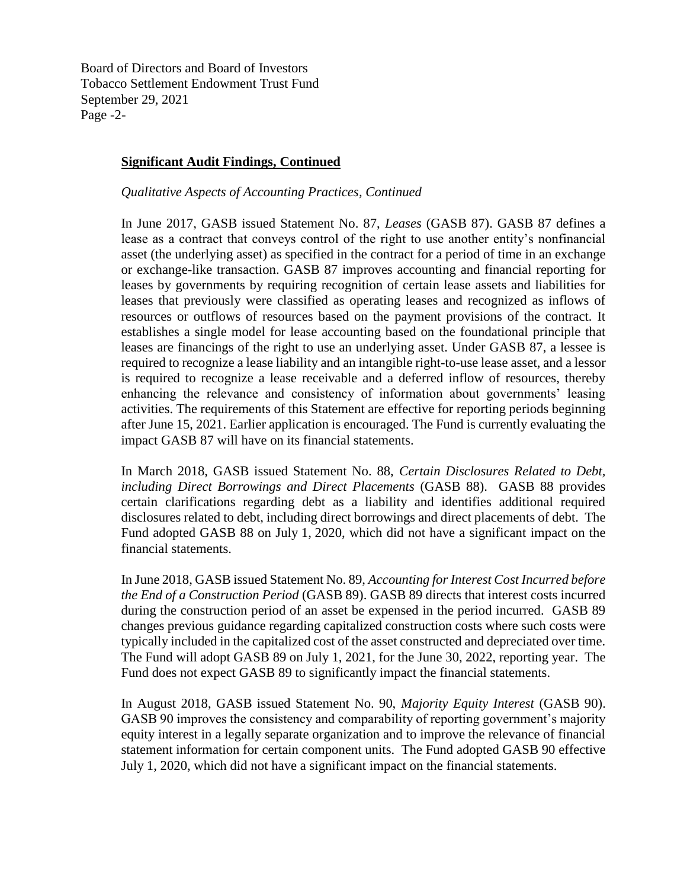**Significant Audit Findings, Continued**

*Qualitative Aspects of Accounting Practices, Continued*

In June 2017, GASB issued Statement No. 87, *Leases* (GASB 87). GASB 87 defines a lease as a contract that conveys control of the right to use another entity's nonfinancial asset (the underlying asset) as specified in the contract for a period of time in an exchange or exchange-like transaction. GASB 87 improves accounting and financial reporting for leases by governments by requiring recognition of certain lease assets and liabilities for leases that previously were classified as operating leases and recognized as inflows of resources or outflows of resources based on the payment provisions of the contract. It establishes a single model for lease accounting based on the foundational principle that leases are financings of the right to use an underlying asset. Under GASB 87, a lessee is required to recognize a lease liability and an intangible right-to-use lease asset, and a lessor is required to recognize a lease receivable and a deferred inflow of resources, thereby enhancing the relevance and consistency of information about governments' leasing activities. The requirements of this Statement are effective for reporting periods beginning after June 15, 2021. Earlier application is encouraged. The Fund is currently evaluating the impact GASB 87 will have on its financial statements.

In March 2018, GASB issued Statement No. 88, *Certain Disclosures Related to Debt, including Direct Borrowings and Direct Placements* (GASB 88). GASB 88 provides certain clarifications regarding debt as a liability and identifies additional required disclosures related to debt, including direct borrowings and direct placements of debt. The Fund adopted GASB 88 on July 1, 2020, which did not have a significant impact on the financial statements.

In June 2018, GASB issued Statement No. 89, *Accounting for Interest Cost Incurred before the End of a Construction Period* (GASB 89). GASB 89 directs that interest costs incurred during the construction period of an asset be expensed in the period incurred. GASB 89 changes previous guidance regarding capitalized construction costs where such costs were typically included in the capitalized cost of the asset constructed and depreciated over time. The Fund will adopt GASB 89 on July 1, 2021, for the June 30, 2022, reporting year. The Fund does not expect GASB 89 to significantly impact the financial statements.

In August 2018, GASB issued Statement No. 90, *Majority Equity Interest* (GASB 90). GASB 90 improves the consistency and comparability of reporting government's majority equity interest in a legally separate organization and to improve the relevance of financial statement information for certain component units. The Fund adopted GASB 90 effective July 1, 2020, which did not have a significant impact on the financial statements.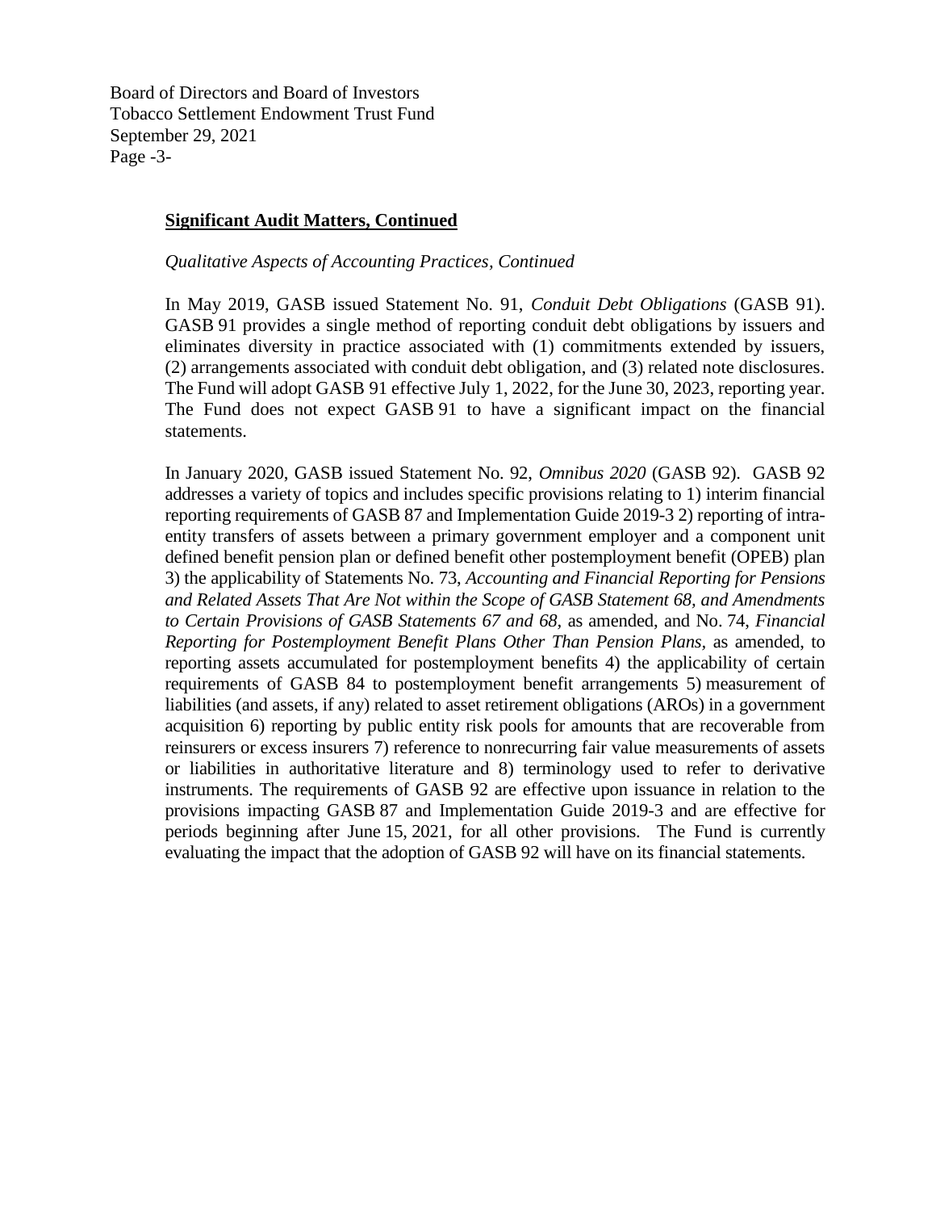**Significant Audit Matters, Continued**

*Qualitative Aspects of Accounting Practices, Continued*

In May 2019, GASB issued Statement No. 91, *Conduit Debt Obligations* (GASB 91). GASB 91 provides a single method of reporting conduit debt obligations by issuers and eliminates diversity in practice associated with (1) commitments extended by issuers, (2) arrangements associated with conduit debt obligation, and (3) related note disclosures. The Fund will adopt GASB 91 effective July 1, 2022, for the June 30, 2023, reporting year. The Fund does not expect GASB 91 to have a significant impact on the financial statements.

In January 2020, GASB issued Statement No. 92, *Omnibus 2020* (GASB 92). GASB 92 addresses a variety of topics and includes specific provisions relating to 1) interim financial reporting requirements of GASB 87 and Implementation Guide 2019-3 2) reporting of intra-entity transfers of assets between a primary government employer and a component unit defined benefit pension plan or defined benefit other postemployment benefit (OPEB) plan 3) the applicability of Statements No. 73, *Accounting and Financial Reporting for Pensions and Related Assets That Are Not within the Scope of GASB Statement 68, and Amendments to Certain Provisions of GASB Statements 67 and 68,* as amended, and No. 74, *Financial Reporting for Postemployment Benefit Plans Other Than Pension Plans,* as amended, to reporting assets accumulated for postemployment benefits 4) the applicability of certain requirements of GASB 84 to postemployment benefit arrangements 5) measurement of liabilities (and assets, if any) related to asset retirement obligations (AROs) in a government acquisition 6) reporting by public entity risk pools for amounts that are recoverable from reinsurers or excess insurers 7) reference to nonrecurring fair value measurements of assets or liabilities in authoritative literature and 8) terminology used to refer to derivative instruments. The requirements of GASB 92 are effective upon issuance in relation to the provisions impacting GASB 87 and Implementation Guide 2019-3 and are effective for periods beginning after June 15, 2021, for all other provisions. The Fund is currently evaluating the impact that the adoption of GASB 92 will have on its financial statements.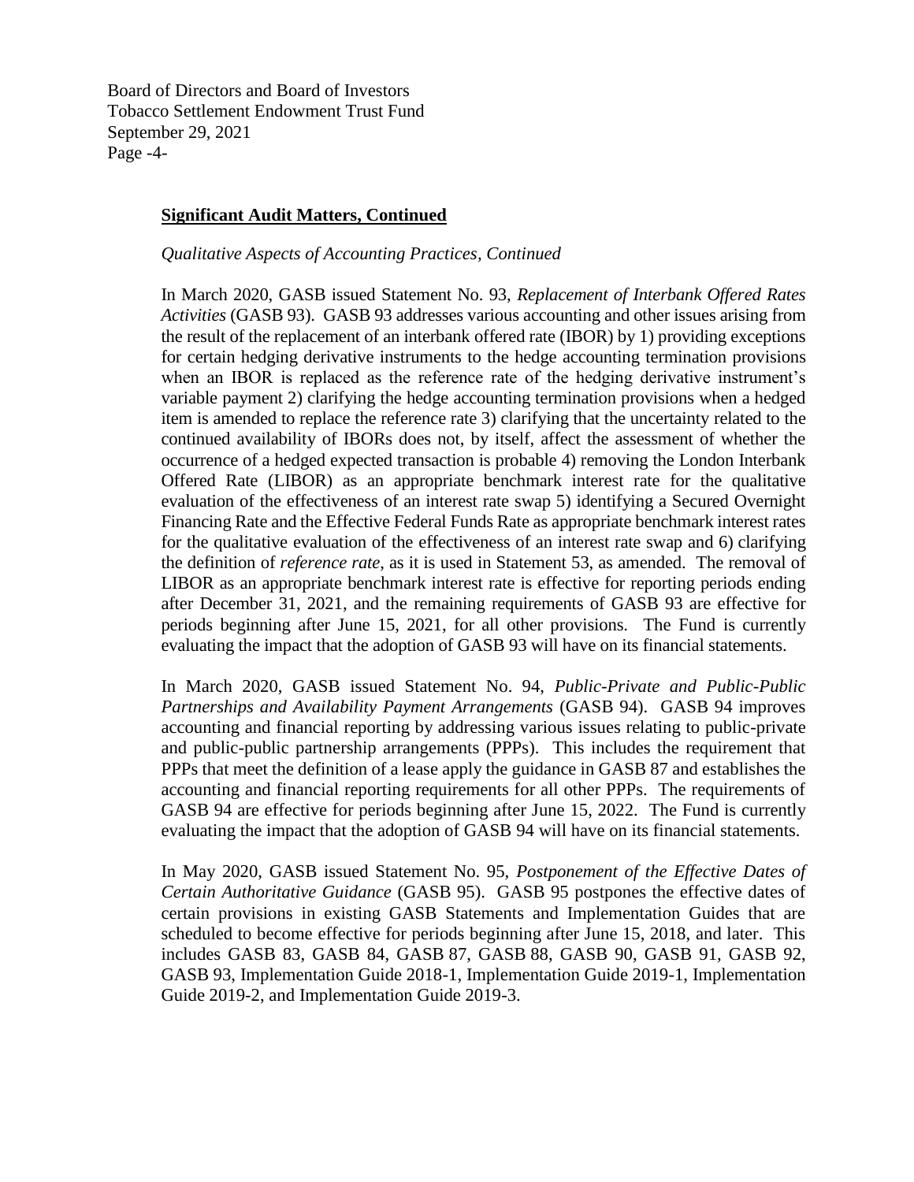## **Significant Audit Matters, Continued**

*Qualitative Aspects of Accounting Practices, Continued*

In March 2020, GASB issued Statement No. 93, *Replacement of Interbank Offered Rates Activities* (GASB 93). GASB 93 addresses various accounting and other issues arising from the result of the replacement of an interbank offered rate (IBOR) by 1) providing exceptions for certain hedging derivative instruments to the hedge accounting termination provisions when an IBOR is replaced as the reference rate of the hedging derivative instrument's variable payment 2) clarifying the hedge accounting termination provisions when a hedged item is amended to replace the reference rate 3) clarifying that the uncertainty related to the continued availability of IBORs does not, by itself, affect the assessment of whether the occurrence of a hedged expected transaction is probable 4) removing the London Interbank Offered Rate (LIBOR) as an appropriate benchmark interest rate for the qualitative evaluation of the effectiveness of an interest rate swap 5) identifying a Secured Overnight Financing Rate and the Effective Federal Funds Rate as appropriate benchmark interest rates for the qualitative evaluation of the effectiveness of an interest rate swap and 6) clarifying the definition of *reference rate*, as it is used in Statement 53, as amended. The removal of LIBOR as an appropriate benchmark interest rate is effective for reporting periods ending after December 31, 2021, and the remaining requirements of GASB 93 are effective for periods beginning after June 15, 2021, for all other provisions. The Fund is currently evaluating the impact that the adoption of GASB 93 will have on its financial statements.

In March 2020, GASB issued Statement No. 94, *Public-Private and Public-Public Partnerships and Availability Payment Arrangements* (GASB 94). GASB 94 improves accounting and financial reporting by addressing various issues relating to public-private and public-public partnership arrangements (PPPs). This includes the requirement that PPPs that meet the definition of a lease apply the guidance in GASB 87 and establishes the accounting and financial reporting requirements for all other PPPs. The requirements of GASB 94 are effective for periods beginning after June 15, 2022. The Fund is currently evaluating the impact that the adoption of GASB 94 will have on its financial statements.

In May 2020, GASB issued Statement No. 95, *Postponement of the Effective Dates of Certain Authoritative Guidance* (GASB 95). GASB 95 postpones the effective dates of certain provisions in existing GASB Statements and Implementation Guides that are scheduled to become effective for periods beginning after June 15, 2018, and later. This includes GASB 83, GASB 84, GASB 87, GASB 88, GASB 90, GASB 91, GASB 92, GASB 93, Implementation Guide 2018-1, Implementation Guide 2019-1, Implementation Guide 2019-2, and Implementation Guide 2019-3.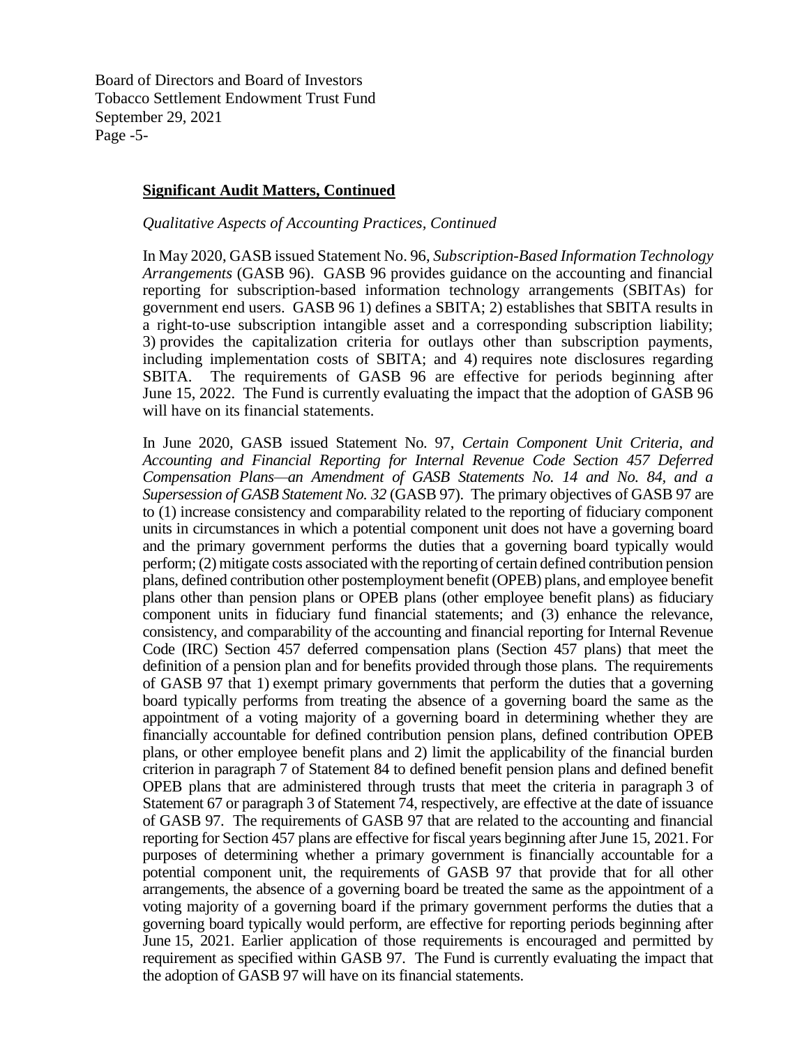## **Significant Audit Matters, Continued**

*Qualitative Aspects of Accounting Practices, Continued*

In May 2020, GASB issued Statement No. 96, *Subscription-Based Information Technology Arrangements* (GASB 96). GASB 96 provides guidance on the accounting and financial reporting for subscription-based information technology arrangements (SBITAs) for government end users. GASB 96 1) defines a SBITA; 2) establishes that SBITA results in a right-to-use subscription intangible asset and a corresponding subscription liability; 3) provides the capitalization criteria for outlays other than subscription payments, including implementation costs of SBITA; and 4) requires note disclosures regarding SBITA. The requirements of GASB 96 are effective for periods beginning after June 15, 2022. The Fund is currently evaluating the impact that the adoption of GASB 96 will have on its financial statements.

In June 2020, GASB issued Statement No. 97, *Certain Component Unit Criteria, and Accounting and Financial Reporting for Internal Revenue Code Section 457 Deferred Compensation Plans—an Amendment of GASB Statements No. 14 and No. 84, and a Supersession of GASB Statement No. 32* (GASB 97). The primary objectives of GASB 97 are to (1) increase consistency and comparability related to the reporting of fiduciary component units in circumstances in which a potential component unit does not have a governing board and the primary government performs the duties that a governing board typically would perform; (2) mitigate costs associated with the reporting of certain defined contribution pension plans, defined contribution other postemployment benefit (OPEB) plans, and employee benefit plans other than pension plans or OPEB plans (other employee benefit plans) as fiduciary component units in fiduciary fund financial statements; and (3) enhance the relevance, consistency, and comparability of the accounting and financial reporting for Internal Revenue Code (IRC) Section 457 deferred compensation plans (Section 457 plans) that meet the definition of a pension plan and for benefits provided through those plans. The requirements of GASB 97 that 1) exempt primary governments that perform the duties that a governing board typically performs from treating the absence of a governing board the same as the appointment of a voting majority of a governing board in determining whether they are financially accountable for defined contribution pension plans, defined contribution OPEB plans, or other employee benefit plans and 2) limit the applicability of the financial burden criterion in paragraph 7 of Statement 84 to defined benefit pension plans and defined benefit OPEB plans that are administered through trusts that meet the criteria in paragraph 3 of Statement 67 or paragraph 3 of Statement 74, respectively, are effective at the date of issuance of GASB 97. The requirements of GASB 97 that are related to the accounting and financial reporting for Section 457 plans are effective for fiscal years beginning after June 15, 2021. For purposes of determining whether a primary government is financially accountable for a potential component unit, the requirements of GASB 97 that provide that for all other arrangements, the absence of a governing board be treated the same as the appointment of a voting majority of a governing board if the primary government performs the duties that a governing board typically would perform, are effective for reporting periods beginning after June 15, 2021. Earlier application of those requirements is encouraged and permitted by requirement as specified within GASB 97. The Fund is currently evaluating the impact that the adoption of GASB 97 will have on its financial statements.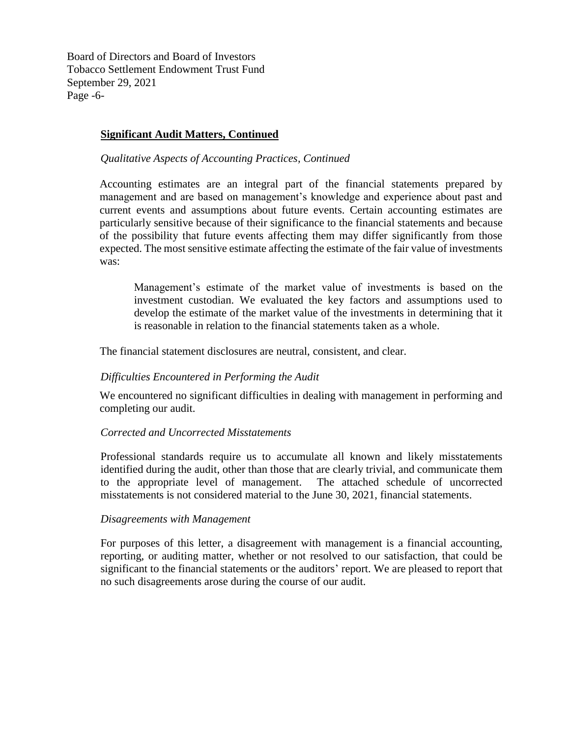## Significant Audit Matters, Continued

*Qualitative Aspects of Accounting Practices, Continued*

Accounting estimates are an integral part of the financial statements prepared by management and are based on management's knowledge and experience about past and current events and assumptions about future events. Certain accounting estimates are particularly sensitive because of their significance to the financial statements and because of the possibility that future events affecting them may differ significantly from those expected. The most sensitive estimate affecting the estimate of the fair value of investments was:

> Management's estimate of the market value of investments is based on the investment custodian. We evaluated the key factors and assumptions used to develop the estimate of the market value of the investments in determining that it is reasonable in relation to the financial statements taken as a whole.

The financial statement disclosures are neutral, consistent, and clear.

*Difficulties Encountered in Performing the Audit*

We encountered no significant difficulties in dealing with management in performing and completing our audit.

*Corrected and Uncorrected Misstatements*

Professional standards require us to accumulate all known and likely misstatements identified during the audit, other than those that are clearly trivial, and communicate them to the appropriate level of management. The attached schedule of uncorrected misstatements is not considered material to the June 30, 2021, financial statements.

*Disagreements with Management*

For purposes of this letter, a disagreement with management is a financial accounting, reporting, or auditing matter, whether or not resolved to our satisfaction, that could be significant to the financial statements or the auditors' report. We are pleased to report that no such disagreements arose during the course of our audit.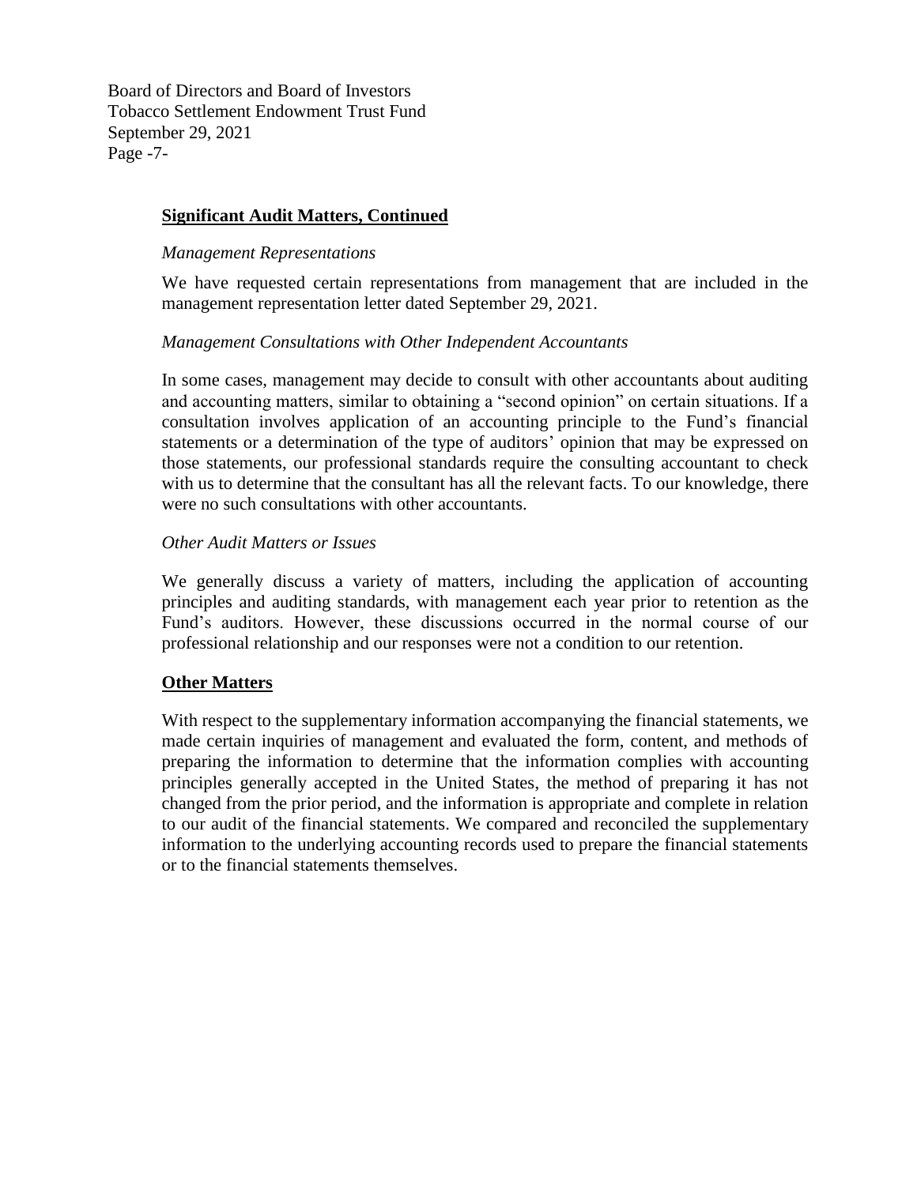## **Significant Audit Matters, Continued**

*Management Representations*

We have requested certain representations from management that are included in the management representation letter dated September 29, 2021.

*Management Consultations with Other Independent Accountants*

In some cases, management may decide to consult with other accountants about auditing and accounting matters, similar to obtaining a "second opinion" on certain situations. If a consultation involves application of an accounting principle to the Fund's financial statements or a determination of the type of auditors' opinion that may be expressed on those statements, our professional standards require the consulting accountant to check with us to determine that the consultant has all the relevant facts. To our knowledge, there were no such consultations with other accountants.

*Other Audit Matters or Issues*

We generally discuss a variety of matters, including the application of accounting principles and auditing standards, with management each year prior to retention as the Fund's auditors. However, these discussions occurred in the normal course of our professional relationship and our responses were not a condition to our retention.

## **Other Matters**

With respect to the supplementary information accompanying the financial statements, we made certain inquiries of management and evaluated the form, content, and methods of preparing the information to determine that the information complies with accounting principles generally accepted in the United States, the method of preparing it has not changed from the prior period, and the information is appropriate and complete in relation to our audit of the financial statements. We compared and reconciled the supplementary information to the underlying accounting records used to prepare the financial statements or to the financial statements themselves.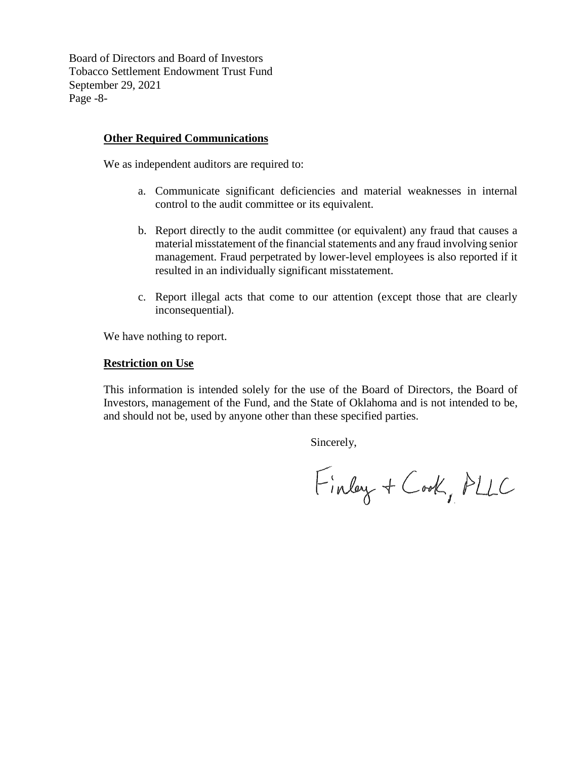Board of Directors and Board of Investors
Tobacco Settlement Endowment Trust Fund
September 29, 2021

**Other Required Communications**

We as independent auditors are required to:

a. Communicate significant deficiencies and material weaknesses in internal control to the audit committee or its equivalent.

b. Report directly to the audit committee (or equivalent) any fraud that causes a material misstatement of the financial statements and any fraud involving senior management. Fraud perpetrated by lower-level employees is also reported if it resulted in an individually significant misstatement.

c. Report illegal acts that come to our attention (except those that are clearly inconsequential).

We have nothing to report.

**Restriction on Use**

This information is intended solely for the use of the Board of Directors, the Board of Investors, management of the Fund, and the State of Oklahoma and is not intended to be, and should not be, used by anyone other than these specified parties.

Sincerely,

Finley + Cook, PLLC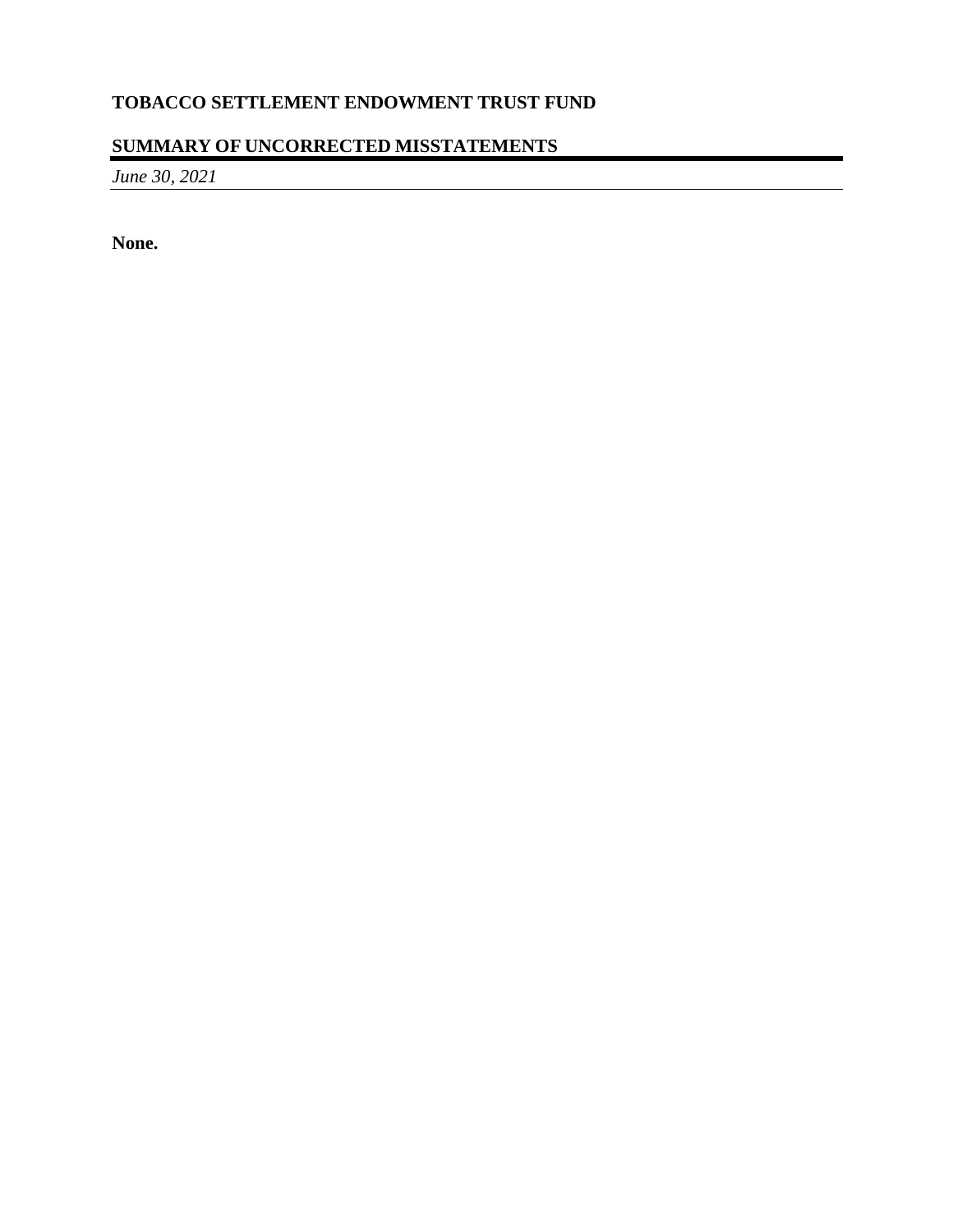## TOBACCO SETTLEMENT ENDOWMENT TRUST FUND

## SUMMARY OF UNCORRECTED MISSTATEMENTS

*June 30, 2021*

**None.**